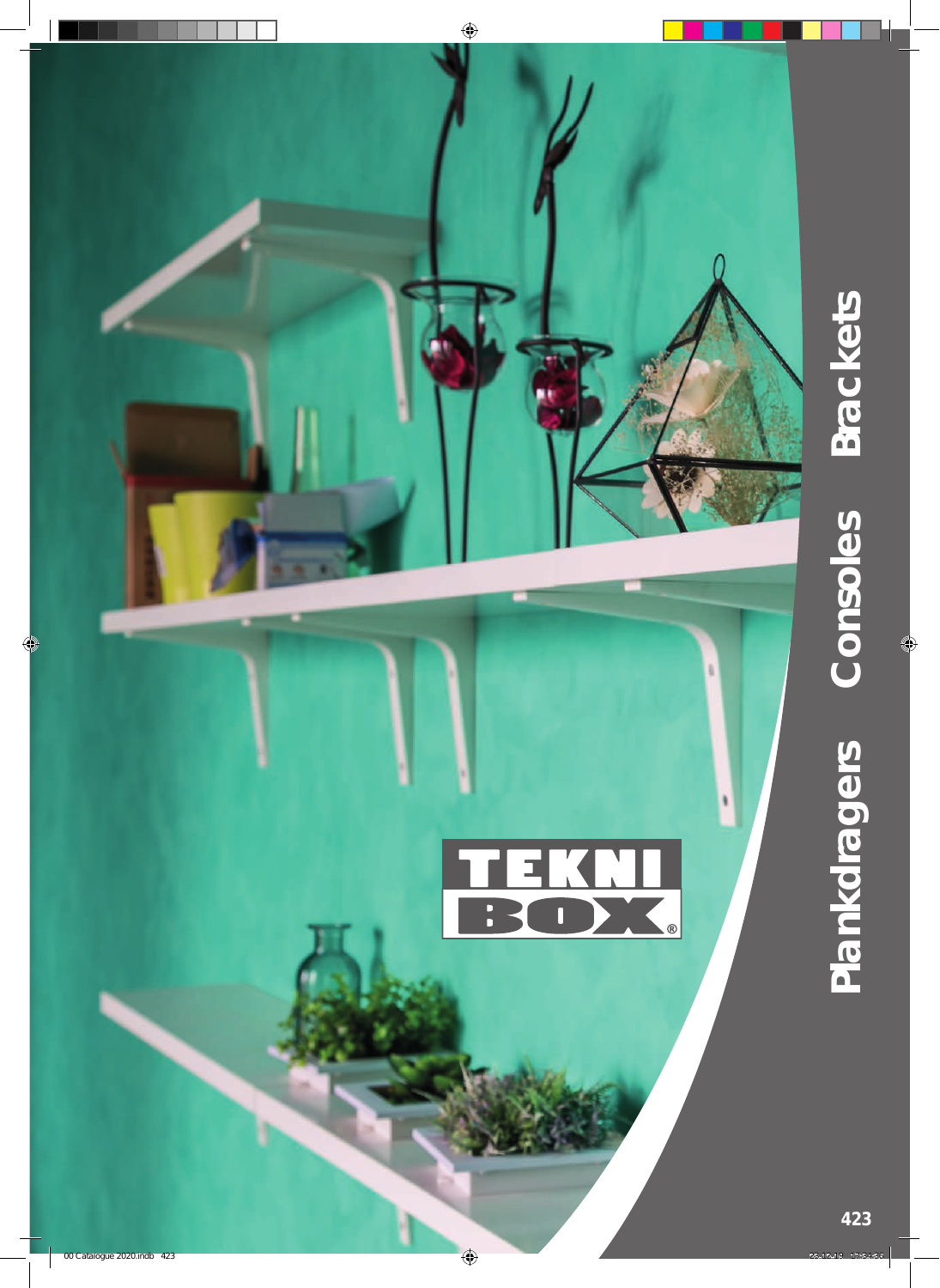# Plankdragers Consoles Brackets

TEKNI BOX®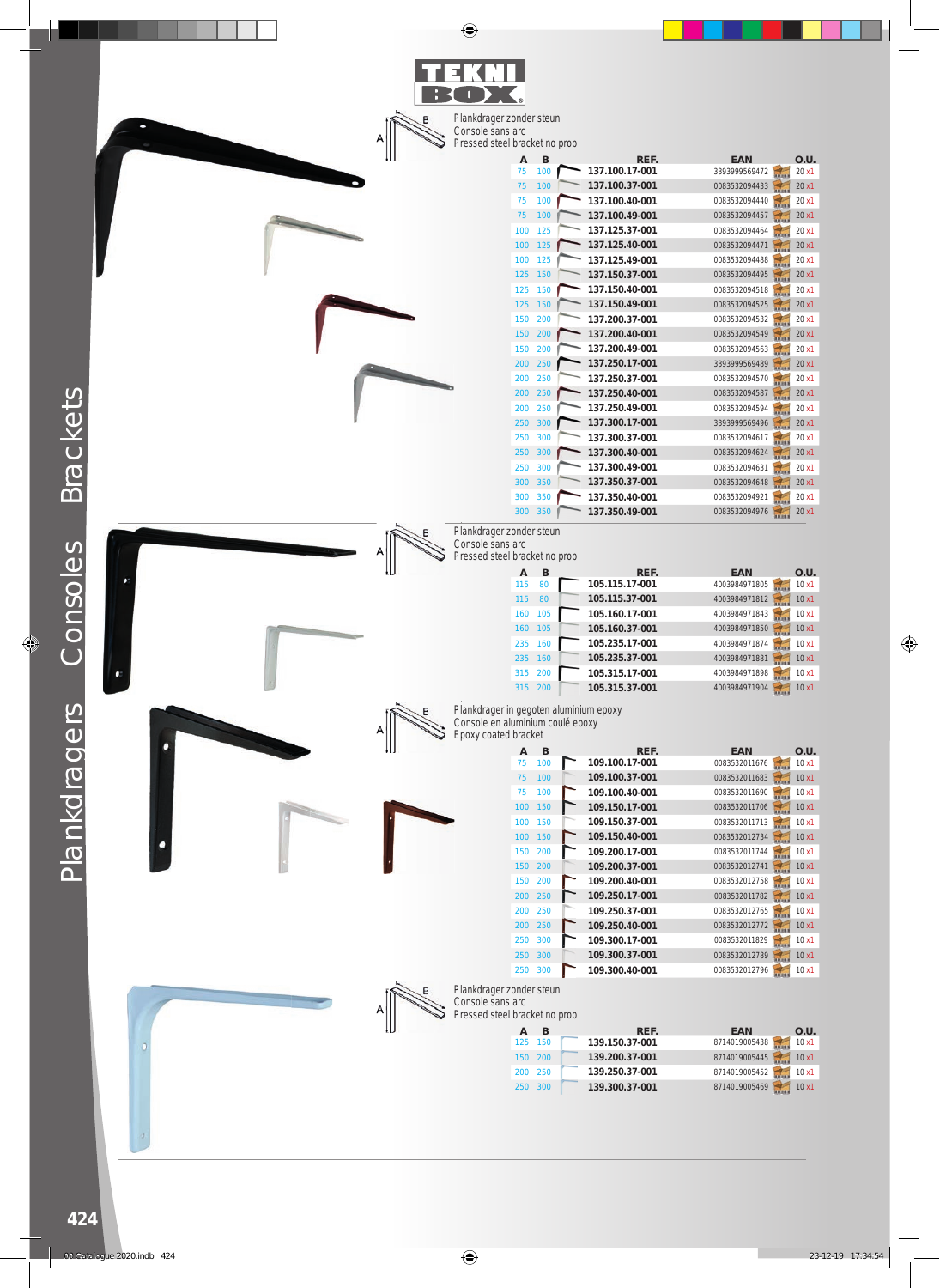# Plankdragers Consoles Brackets

Plankdrager zonder steun
Console sans arc
Pressed steel bracket no prop

| A | B | REF. | EAN | O.U. |
|---|---|---|---|---|
| 75 | 100 | 137.100.17-001 | 3393999569472 | 20 x1 |
| 75 | 100 | 137.100.37-001 | 0083532094433 | 20 x1 |
| 75 | 100 | 137.100.40-001 | 0083532094440 | 20 x1 |
| 75 | 100 | 137.100.49-001 | 0083532094457 | 20 x1 |
| 100 | 125 | 137.125.37-001 | 0083532094464 | 20 x1 |
| 100 | 125 | 137.125.40-001 | 0083532094471 | 20 x1 |
| 100 | 125 | 137.125.49-001 | 0083532094488 | 20 x1 |
| 125 | 150 | 137.150.37-001 | 0083532094495 | 20 x1 |
| 125 | 150 | 137.150.40-001 | 0083532094518 | 20 x1 |
| 125 | 150 | 137.150.49-001 | 0083532094525 | 20 x1 |
| 150 | 200 | 137.200.37-001 | 0083532094532 | 20 x1 |
| 150 | 200 | 137.200.40-001 | 0083532094549 | 20 x1 |
| 150 | 200 | 137.200.49-001 | 0083532094563 | 20 x1 |
| 200 | 250 | 137.250.17-001 | 3393999569489 | 20 x1 |
| 200 | 250 | 137.250.37-001 | 0083532094570 | 20 x1 |
| 200 | 250 | 137.250.40-001 | 0083532094587 | 20 x1 |
| 200 | 250 | 137.250.49-001 | 0083532094594 | 20 x1 |
| 250 | 300 | 137.300.17-001 | 3393999569496 | 20 x1 |
| 250 | 300 | 137.300.37-001 | 0083532094617 | 20 x1 |
| 250 | 300 | 137.300.40-001 | 0083532094624 | 20 x1 |
| 250 | 300 | 137.300.49-001 | 0083532094631 | 20 x1 |
| 300 | 350 | 137.350.37-001 | 0083532094648 | 20 x1 |
| 300 | 350 | 137.350.40-001 | 0083532094921 | 20 x1 |
| 300 | 350 | 137.350.49-001 | 0083532094976 | 20 x1 |

Plankdrager zonder steun
Console sans arc
Pressed steel bracket no prop

| A | B | REF. | EAN | O.U. |
|---|---|---|---|---|
| 115 | 80 | 105.115.17-001 | 4003984971805 | 10 x1 |
| 115 | 80 | 105.115.37-001 | 4003984971812 | 10 x1 |
| 160 | 105 | 105.160.17-001 | 4003984971843 | 10 x1 |
| 160 | 105 | 105.160.37-001 | 4003984971850 | 10 x1 |
| 235 | 160 | 105.235.17-001 | 4003984971874 | 10 x1 |
| 235 | 160 | 105.235.37-001 | 4003984971881 | 10 x1 |
| 315 | 200 | 105.315.17-001 | 4003984971898 | 10 x1 |
| 315 | 200 | 105.315.37-001 | 4003984971904 | 10 x1 |

Plankdrager in gegoten aluminium epoxy
Console en aluminium coulé epoxy
Epoxy coated bracket

| A | B | REF. | EAN | O.U. |
|---|---|---|---|---|
| 75 | 100 | 109.100.17-001 | 0083532011676 | 10 x1 |
| 75 | 100 | 109.100.37-001 | 0083532011683 | 10 x1 |
| 75 | 100 | 109.100.40-001 | 0083532011690 | 10 x1 |
| 100 | 150 | 109.150.17-001 | 0083532011706 | 10 x1 |
| 100 | 150 | 109.150.37-001 | 0083532011713 | 10 x1 |
| 100 | 150 | 109.150.40-001 | 0083532012734 | 10 x1 |
| 150 | 200 | 109.200.17-001 | 0083532011744 | 10 x1 |
| 150 | 200 | 109.200.37-001 | 0083532012741 | 10 x1 |
| 150 | 200 | 109.200.40-001 | 0083532012758 | 10 x1 |
| 200 | 250 | 109.250.17-001 | 0083532011782 | 10 x1 |
| 200 | 250 | 109.250.37-001 | 0083532012765 | 10 x1 |
| 200 | 250 | 109.250.40-001 | 0083532012772 | 10 x1 |
| 250 | 300 | 109.300.17-001 | 0083532011829 | 10 x1 |
| 250 | 300 | 109.300.37-001 | 0083532012789 | 10 x1 |
| 250 | 300 | 109.300.40-001 | 0083532012796 | 10 x1 |

Plankdrager zonder steun
Console sans arc
Pressed steel bracket no prop

| A | B | REF. | EAN | O.U. |
|---|---|---|---|---|
| 125 | 150 | 139.150.37-001 | 8714019005438 | 10 x1 |
| 150 | 200 | 139.200.37-001 | 8714019005445 | 10 x1 |
| 200 | 250 | 139.250.37-001 | 8714019005452 | 10 x1 |
| 250 | 300 | 139.300.37-001 | 8714019005469 | 10 x1 |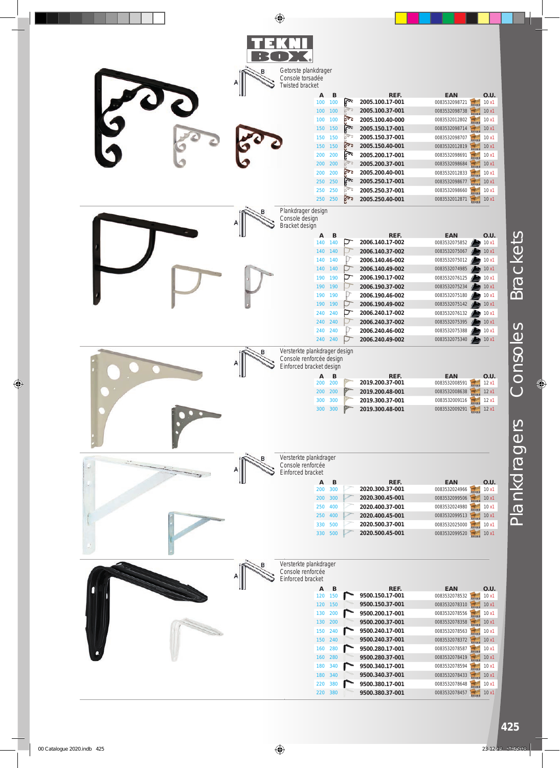# Plankdragers Consoles Brackets

## Getorste plankdrager
Console torsadée
Twisted bracket

| A | B | REF. | EAN | O.U. |
|---|---|---|---|---|
| 100 | 100 | 2005.100.17-001 | 0083532098721 | 10 x1 |
| 100 | 100 | 2005.100.37-001 | 0083532098738 | 10 x1 |
| 100 | 100 | 2005.100.40-000 | 0083532012802 | 10 x1 |
| 150 | 150 | 2005.150.17-001 | 0083532098714 | 10 x1 |
| 150 | 150 | 2005.150.37-001 | 0083532098707 | 10 x1 |
| 150 | 150 | 2005.150.40-001 | 0083532012819 | 10 x1 |
| 200 | 200 | 2005.200.17-001 | 0083532098691 | 10 x1 |
| 200 | 200 | 2005.200.37-001 | 0083532098684 | 10 x1 |
| 200 | 200 | 2005.200.40-001 | 0083532012833 | 10 x1 |
| 250 | 250 | 2005.250.17-001 | 0083532098677 | 10 x1 |
| 250 | 250 | 2005.250.37-001 | 0083532098660 | 10 x1 |
| 250 | 250 | 2005.250.40-001 | 0083532012871 | 10 x1 |

## Plankdrager design
Console design
Bracket design

| A | B | REF. | EAN | O.U. |
|---|---|---|---|---|
| 140 | 140 | 2006.140.17-002 | 0083532075852 | 10 x1 |
| 140 | 140 | 2006.140.37-002 | 0083532075067 | 10 x1 |
| 140 | 140 | 2006.140.46-002 | 0083532075012 | 10 x1 |
| 140 | 140 | 2006.140.49-002 | 0083532074985 | 10 x1 |
| 190 | 190 | 2006.190.17-002 | 0083532076125 | 10 x1 |
| 190 | 190 | 2006.190.37-002 | 0083532075234 | 10 x1 |
| 190 | 190 | 2006.190.46-002 | 0083532075180 | 10 x1 |
| 190 | 190 | 2006.190.49-002 | 0083532075142 | 10 x1 |
| 240 | 240 | 2006.240.17-002 | 0083532076132 | 10 x1 |
| 240 | 240 | 2006.240.37-002 | 0083532075395 | 10 x1 |
| 240 | 240 | 2006.240.46-002 | 0083532075388 | 10 x1 |
| 240 | 240 | 2006.240.49-002 | 0083532075340 | 10 x1 |

## Versterkte plankdrager design
Console renforcée design
Einforced bracket design

| A | B | REF. | EAN | O.U. |
|---|---|---|---|---|
| 200 | 200 | 2019.200.37-001 | 0083532008591 | 12 x1 |
| 200 | 200 | 2019.200.48-001 | 0083532008638 | 12 x1 |
| 300 | 300 | 2019.300.37-001 | 0083532009116 | 12 x1 |
| 300 | 300 | 2019.300.48-001 | 0083532009291 | 12 x1 |

## Versterkte plankdrager
Console renforcée
Einforced bracket

| A | B | REF. | EAN | O.U. |
|---|---|---|---|---|
| 200 | 300 | 2020.300.37-001 | 0083532024966 | 10 x1 |
| 200 | 300 | 2020.300.45-001 | 0083532099506 | 10 x1 |
| 250 | 400 | 2020.400.37-001 | 0083532024980 | 10 x1 |
| 250 | 400 | 2020.400.45-001 | 0083532099513 | 10 x1 |
| 330 | 500 | 2020.500.37-001 | 0083532025000 | 10 x1 |
| 330 | 500 | 2020.500.45-001 | 0083532099520 | 10 x1 |

## Versterkte plankdrager
Console renforcée
Einforced bracket

| A | B | REF. | EAN | O.U. |
|---|---|---|---|---|
| 120 | 150 | 9500.150.17-001 | 0083532078532 | 10 x1 |
| 120 | 150 | 9500.150.37-001 | 0083532078310 | 10 x1 |
| 130 | 200 | 9500.200.17-001 | 0083532078556 | 10 x1 |
| 130 | 200 | 9500.200.37-001 | 0083532078358 | 10 x1 |
| 150 | 240 | 9500.240.17-001 | 0083532078563 | 10 x1 |
| 150 | 240 | 9500.240.37-001 | 0083532078372 | 10 x1 |
| 160 | 280 | 9500.280.17-001 | 0083532078587 | 10 x1 |
| 160 | 280 | 9500.280.37-001 | 0083532078419 | 10 x1 |
| 180 | 340 | 9500.340.17-001 | 0083532078594 | 10 x1 |
| 180 | 340 | 9500.340.37-001 | 0083532078433 | 10 x1 |
| 220 | 380 | 9500.380.17-001 | 0083532078648 | 10 x1 |
| 220 | 380 | 9500.380.37-001 | 0083532078457 | 10 x1 |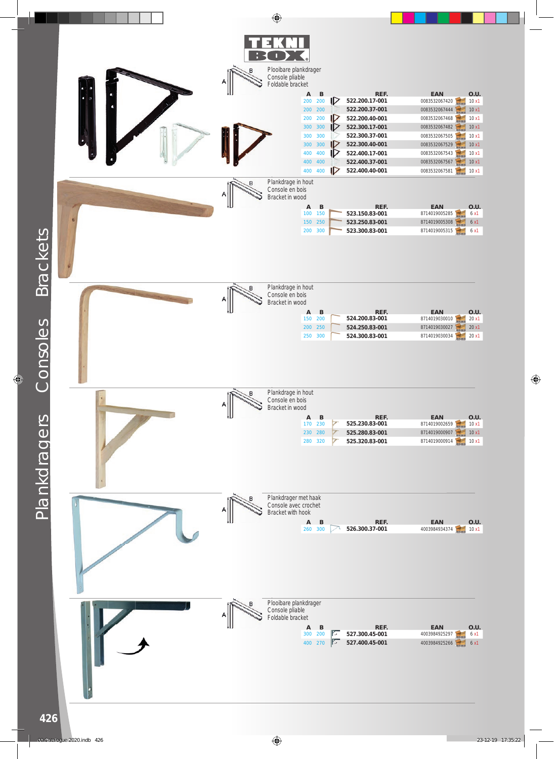# Plankdragers Consoles Brackets

TEKNI BOX

## Plooibare plankdrager
Console pliable
Foldable bracket

| A | B | REF. | EAN | O.U. |
|---|---|---|---|---|
| 200 | 200 | 522.200.17-001 | 0083532067420 | 10 x1 |
| 200 | 200 | 522.200.37-001 | 0083532067444 | 10 x1 |
| 200 | 200 | 522.200.40-001 | 0083532067468 | 10 x1 |
| 300 | 300 | 522.300.17-001 | 0083532067482 | 10 x1 |
| 300 | 300 | 522.300.37-001 | 0083532067505 | 10 x1 |
| 300 | 300 | 522.300.40-001 | 0083532067529 | 10 x1 |
| 400 | 400 | 522.400.17-001 | 0083532067543 | 10 x1 |
| 400 | 400 | 522.400.37-001 | 0083532067567 | 10 x1 |
| 400 | 400 | 522.400.40-001 | 0083532067581 | 10 x1 |

## Plankdrage in hout
Console en bois
Bracket in wood

| A | B | REF. | EAN | O.U. |
|---|---|---|---|---|
| 100 | 150 | 523.150.83-001 | 8714019005285 | 6 x1 |
| 150 | 250 | 523.250.83-001 | 8714019005308 | 6 x1 |
| 200 | 300 | 523.300.83-001 | 8714019005315 | 6 x1 |

## Plankdrage in hout
Console en bois
Bracket in wood

| A | B | REF. | EAN | O.U. |
|---|---|---|---|---|
| 150 | 200 | 524.200.83-001 | 8714019030010 | 20 x1 |
| 200 | 250 | 524.250.83-001 | 8714019030027 | 20 x1 |
| 250 | 300 | 524.300.83-001 | 8714019030034 | 20 x1 |

## Plankdrage in hout
Console en bois
Bracket in wood

| A | B | REF. | EAN | O.U. |
|---|---|---|---|---|
| 170 | 230 | 525.230.83-001 | 8714019002659 | 10 x1 |
| 230 | 280 | 525.280.83-001 | 8714019000907 | 10 x1 |
| 280 | 320 | 525.320.83-001 | 8714019000914 | 10 x1 |

## Plankdrager met haak
Console avec crochet
Bracket with hook

| A | B | REF. | EAN | O.U. |
|---|---|---|---|---|
| 260 | 300 | 526.300.37-001 | 4003984934374 | 10 x1 |

## Plooibare plankdrager
Console pliable
Foldable bracket

| A | B | REF. | EAN | O.U. |
|---|---|---|---|---|
| 300 | 200 | 527.300.45-001 | 4003984925297 | 6 x1 |
| 400 | 270 | 527.400.45-001 | 4003984925266 | 6 x1 |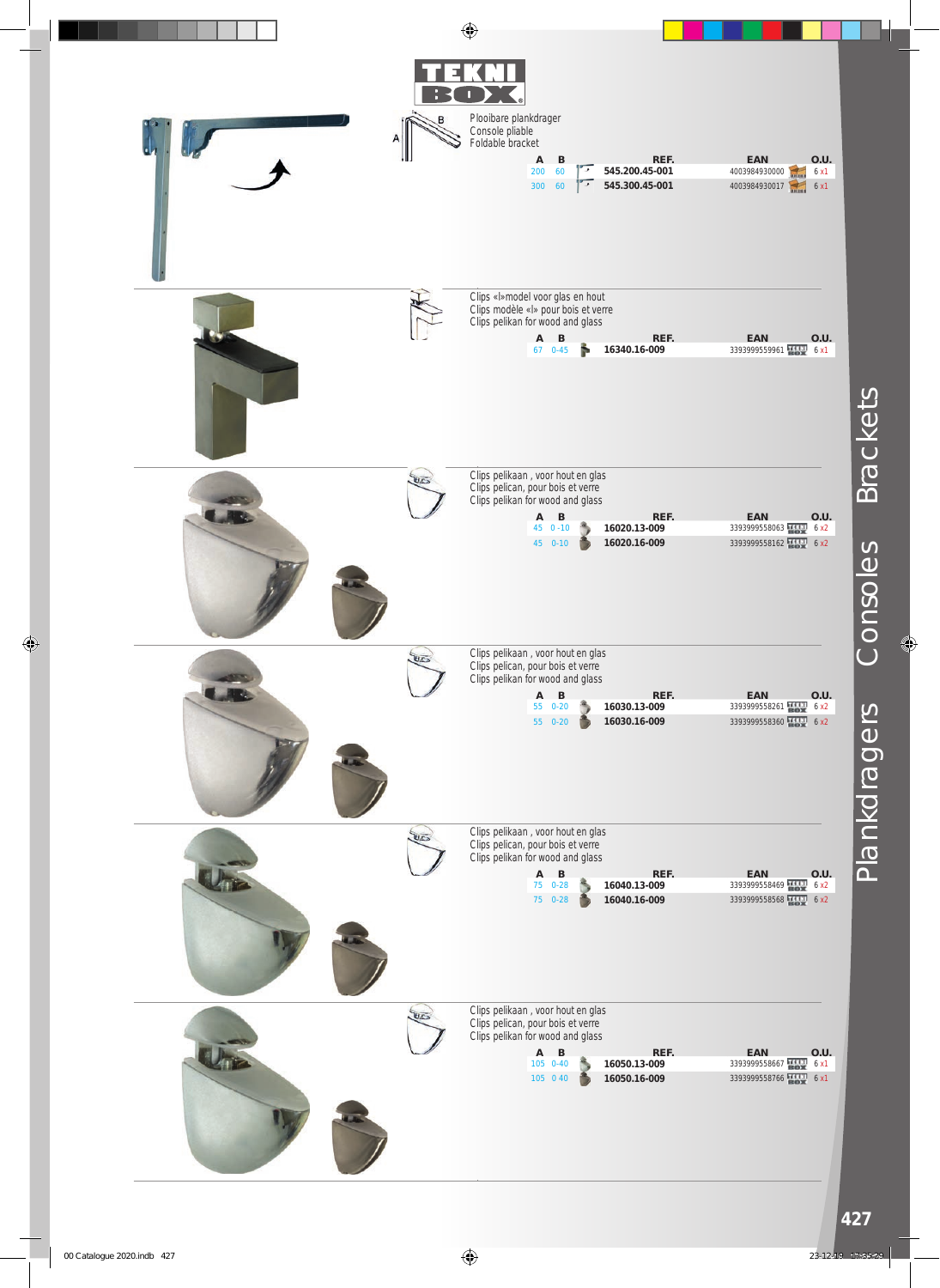Plankdragers Consoles Brackets

Plooibare plankdrager
Console pliable
Foldable bracket

| A | B | REF. | EAN | O.U. |
|---|---|---|---|---|
| 200 | 60 | 545.200.45-001 | 4003984930000 | 6 x1 |
| 300 | 60 | 545.300.45-001 | 4003984930017 | 6 x1 |

Clips «l»model voor glas en hout
Clips modèle «l» pour bois et verre
Clips pelikan for wood and glass

| A | B | REF. | EAN | O.U. |
|---|---|---|---|---|
| 67 | 0-45 | 16340.16-009 | 3393999559961 | 6 x1 |

Clips pelikaan , voor hout en glas
Clips pelican, pour bois et verre
Clips pelikan for wood and glass

| A | B | REF. | EAN | O.U. |
|---|---|---|---|---|
| 45 | 0 -10 | 16020.13-009 | 3393999558063 | 6 x2 |
| 45 | 0-10 | 16020.16-009 | 3393999558162 | 6 x2 |

Clips pelikaan , voor hout en glas
Clips pelican, pour bois et verre
Clips pelikan for wood and glass

| A | B | REF. | EAN | O.U. |
|---|---|---|---|---|
| 55 | 0-20 | 16030.13-009 | 3393999558261 | 6 x2 |
| 55 | 0-20 | 16030.16-009 | 3393999558360 | 6 x2 |

Clips pelikaan , voor hout en glas
Clips pelican, pour bois et verre
Clips pelikan for wood and glass

| A | B | REF. | EAN | O.U. |
|---|---|---|---|---|
| 75 | 0-28 | 16040.13-009 | 3393999558469 | 6 x2 |
| 75 | 0-28 | 16040.16-009 | 3393999558568 | 6 x2 |

Clips pelikaan , voor hout en glas
Clips pelican, pour bois et verre
Clips pelikan for wood and glass

| A | B | REF. | EAN | O.U. |
|---|---|---|---|---|
| 105 | 0-40 | 16050.13-009 | 3393999558667 | 6 x1 |
| 105 | 0 40 | 16050.16-009 | 3393999558766 | 6 x1 |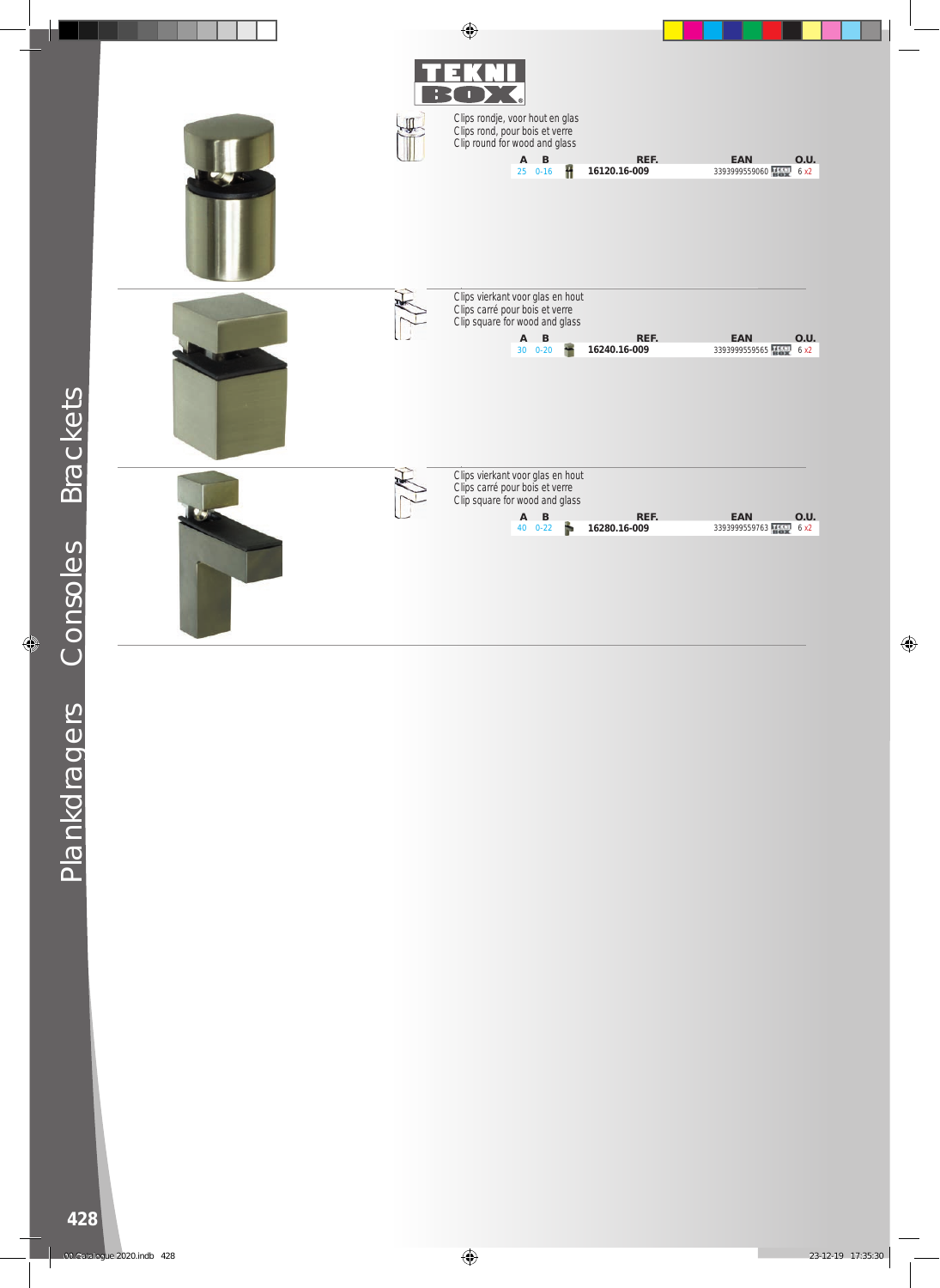TEKNI BOX

Clips rondje, voor hout en glas
Clips rond, pour bois et verre
Clip round for wood and glass

| A | B | | REF. | EAN | O.U. |
|---|---|---|---|---|---|
| 25 | 0-16 | | 16120.16-009 | 3393999559060 | 6 x2 |

Clips vierkant voor glas en hout
Clips carré pour bois et verre
Clip square for wood and glass

| A | B | | REF. | EAN | O.U. |
|---|---|---|---|---|---|
| 30 | 0-20 | | 16240.16-009 | 3393999559565 | 6 x2 |

Clips vierkant voor glas en hout
Clips carré pour bois et verre
Clip square for wood and glass

| A | B | | REF. | EAN | O.U. |
|---|---|---|---|---|---|
| 40 | 0-22 | | 16280.16-009 | 3393999559763 | 6 x2 |